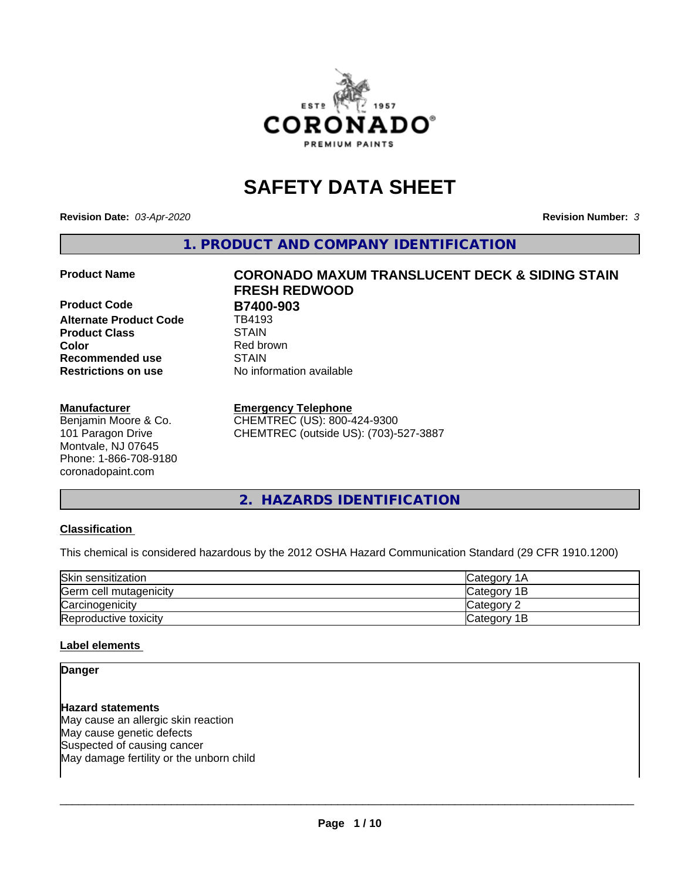# SAFETY DATA SHEET

**Revision Date:** *03-Apr-2020* **Revision Number:** *3*

## 1. PRODUCT AND COMPANY IDENTIFICATION

**Product Name** **CORONADO MAXUM TRANSLUCENT DECK & SIDING STAIN FRESH REDWOOD**

**Product Code** **B7400-903**
**Alternate Product Code** TB4193
**Product Class** STAIN
**Color** Red brown
**Recommended use** STAIN
**Restrictions on use** No information available

**Manufacturer**
Benjamin Moore & Co.
101 Paragon Drive
Montvale, NJ 07645
Phone: 1-866-708-9180
coronadopaint.com

**Emergency Telephone**
CHEMTREC (US): 800-424-9300
CHEMTREC (outside US): (703)-527-3887

## 2. HAZARDS IDENTIFICATION

### Classification

This chemical is considered hazardous by the 2012 OSHA Hazard Communication Standard (29 CFR 1910.1200)

| | |
|---|---|
| Skin sensitization | Category 1A |
| Germ cell mutagenicity | Category 1B |
| Carcinogenicity | Category 2 |
| Reproductive toxicity | Category 1B |

### Label elements

**Danger**

**Hazard statements**
May cause an allergic skin reaction
May cause genetic defects
Suspected of causing cancer
May damage fertility or the unborn child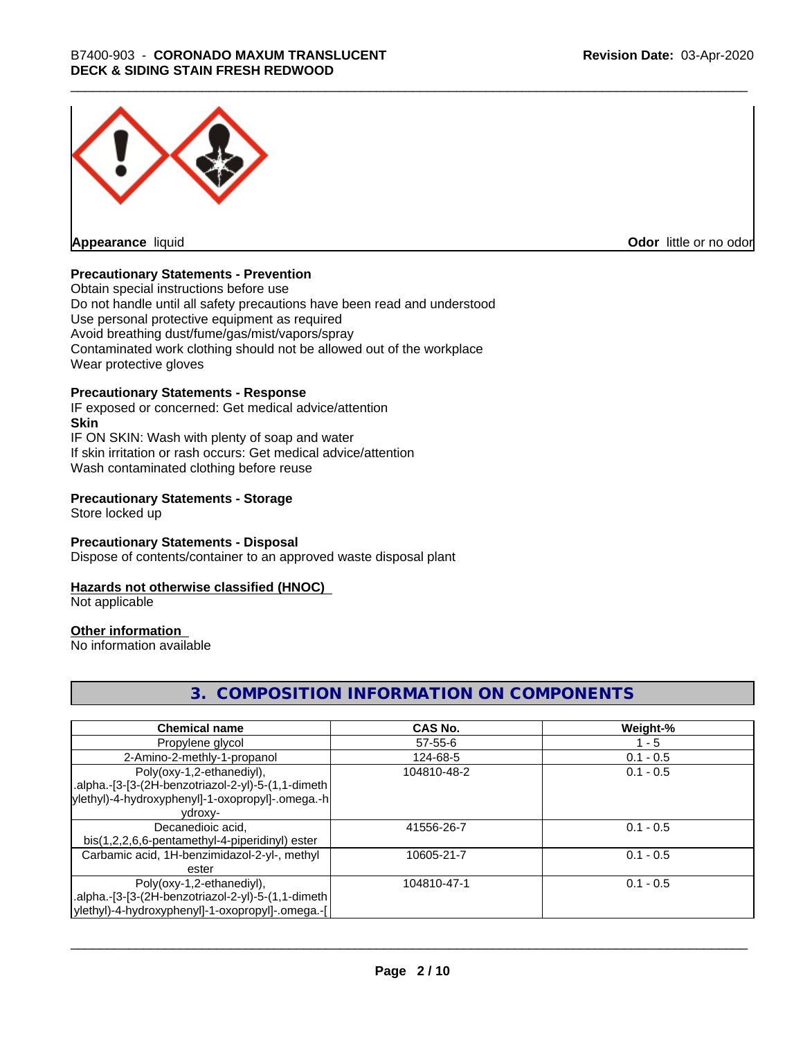**Appearance** liquid **Odor** little or no odor

**Precautionary Statements - Prevention**

Obtain special instructions before use
Do not handle until all safety precautions have been read and understood
Use personal protective equipment as required
Avoid breathing dust/fume/gas/mist/vapors/spray
Contaminated work clothing should not be allowed out of the workplace
Wear protective gloves

**Precautionary Statements - Response**

IF exposed or concerned: Get medical advice/attention

**Skin**

IF ON SKIN: Wash with plenty of soap and water
If skin irritation or rash occurs: Get medical advice/attention
Wash contaminated clothing before reuse

**Precautionary Statements - Storage**

Store locked up

**Precautionary Statements - Disposal**

Dispose of contents/container to an approved waste disposal plant

**Hazards not otherwise classified (HNOC)**

Not applicable

**Other information**

No information available

## 3. COMPOSITION INFORMATION ON COMPONENTS

| Chemical name | CAS No. | Weight-% |
|---|---|---|
| Propylene glycol | 57-55-6 | 1 - 5 |
| 2-Amino-2-methly-1-propanol | 124-68-5 | 0.1 - 0.5 |
| Poly(oxy-1,2-ethanediyl), .alpha.-[3-[3-(2H-benzotriazol-2-yl)-5-(1,1-dimethylethyl)-4-hydroxyphenyl]-1-oxopropyl]-.omega.-hydroxy- | 104810-48-2 | 0.1 - 0.5 |
| Decanedioic acid, bis(1,2,2,6,6-pentamethyl-4-piperidinyl) ester | 41556-26-7 | 0.1 - 0.5 |
| Carbamic acid, 1H-benzimidazol-2-yl-, methyl ester | 10605-21-7 | 0.1 - 0.5 |
| Poly(oxy-1,2-ethanediyl), .alpha.-[3-[3-(2H-benzotriazol-2-yl)-5-(1,1-dimethylethyl)-4-hydroxyphenyl]-1-oxopropyl]-.omega.-[ | 104810-47-1 | 0.1 - 0.5 |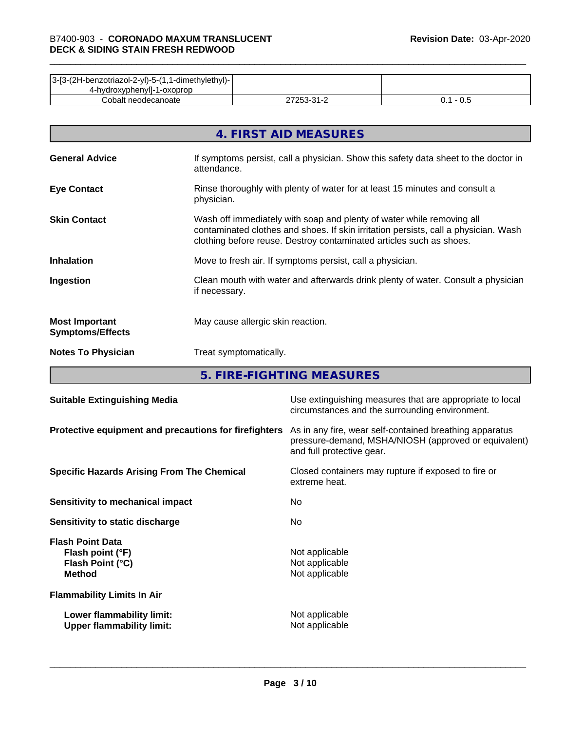| | | |
|---|---|---|
| 3-[3-(2H-benzotriazol-2-yl)-5-(1,1-dimethylethyl)-4-hydroxyphenyl]-1-oxoprop | | |
| Cobalt neodecanoate | 27253-31-2 | 0.1 - 0.5 |

## 4. FIRST AID MEASURES

**General Advice** If symptoms persist, call a physician. Show this safety data sheet to the doctor in attendance.

**Eye Contact** Rinse thoroughly with plenty of water for at least 15 minutes and consult a physician.

**Skin Contact** Wash off immediately with soap and plenty of water while removing all contaminated clothes and shoes. If skin irritation persists, call a physician. Wash clothing before reuse. Destroy contaminated articles such as shoes.

**Inhalation** Move to fresh air. If symptoms persist, call a physician.

**Ingestion** Clean mouth with water and afterwards drink plenty of water. Consult a physician if necessary.

**Most Important Symptoms/Effects** May cause allergic skin reaction.

**Notes To Physician** Treat symptomatically.

## 5. FIRE-FIGHTING MEASURES

**Suitable Extinguishing Media** Use extinguishing measures that are appropriate to local circumstances and the surrounding environment.

**Protective equipment and precautions for firefighters** As in any fire, wear self-contained breathing apparatus pressure-demand, MSHA/NIOSH (approved or equivalent) and full protective gear.

**Specific Hazards Arising From The Chemical** Closed containers may rupture if exposed to fire or extreme heat.

**Sensitivity to mechanical impact** No

**Sensitivity to static discharge** No

**Flash Point Data**
**Flash point (°F)** Not applicable
**Flash Point (°C)** Not applicable
**Method** Not applicable

**Flammability Limits In Air**

**Lower flammability limit:** Not applicable
**Upper flammability limit:** Not applicable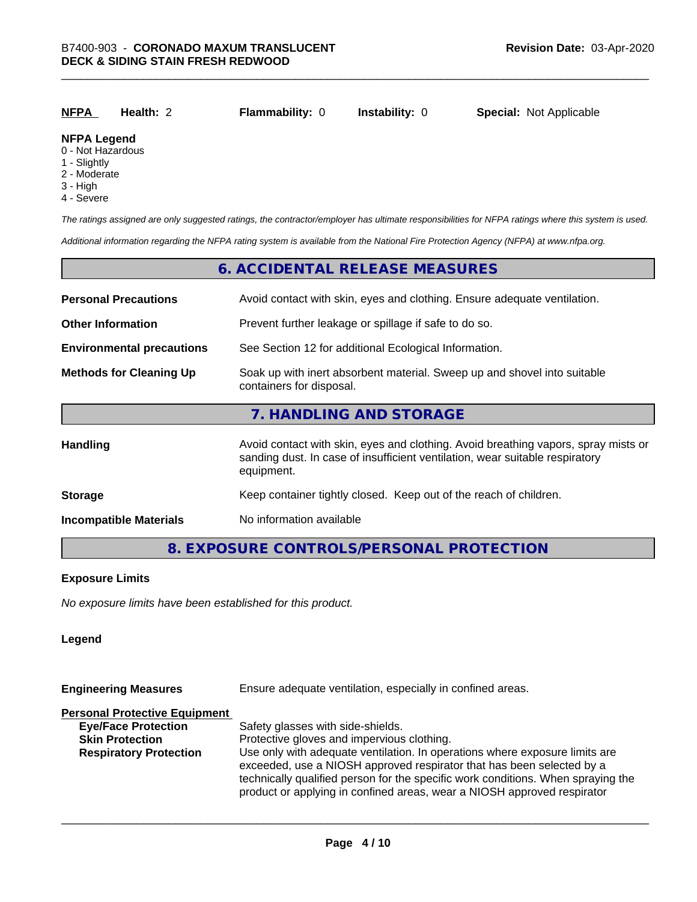| NFPA | Health: 2 | Flammability: 0 | Instability: 0 | Special: Not Applicable |
|---|---|---|---|---|

**NFPA Legend**
0 - Not Hazardous
1 - Slightly
2 - Moderate
3 - High
4 - Severe

*The ratings assigned are only suggested ratings, the contractor/employer has ultimate responsibilities for NFPA ratings where this system is used.*

*Additional information regarding the NFPA rating system is available from the National Fire Protection Agency (NFPA) at www.nfpa.org.*

## 6. ACCIDENTAL RELEASE MEASURES

**Personal Precautions** Avoid contact with skin, eyes and clothing. Ensure adequate ventilation.

**Other Information** Prevent further leakage or spillage if safe to do so.

**Environmental precautions** See Section 12 for additional Ecological Information.

**Methods for Cleaning Up** Soak up with inert absorbent material. Sweep up and shovel into suitable containers for disposal.

## 7. HANDLING AND STORAGE

**Handling** Avoid contact with skin, eyes and clothing. Avoid breathing vapors, spray mists or sanding dust. In case of insufficient ventilation, wear suitable respiratory equipment.

**Storage** Keep container tightly closed. Keep out of the reach of children.

**Incompatible Materials** No information available

## 8. EXPOSURE CONTROLS/PERSONAL PROTECTION

**Exposure Limits**

*No exposure limits have been established for this product.*

**Legend**

**Engineering Measures** Ensure adequate ventilation, especially in confined areas.

**Personal Protective Equipment**

**Eye/Face Protection** Safety glasses with side-shields.

**Skin Protection** Protective gloves and impervious clothing.

**Respiratory Protection** Use only with adequate ventilation. In operations where exposure limits are exceeded, use a NIOSH approved respirator that has been selected by a technically qualified person for the specific work conditions. When spraying the product or applying in confined areas, wear a NIOSH approved respirator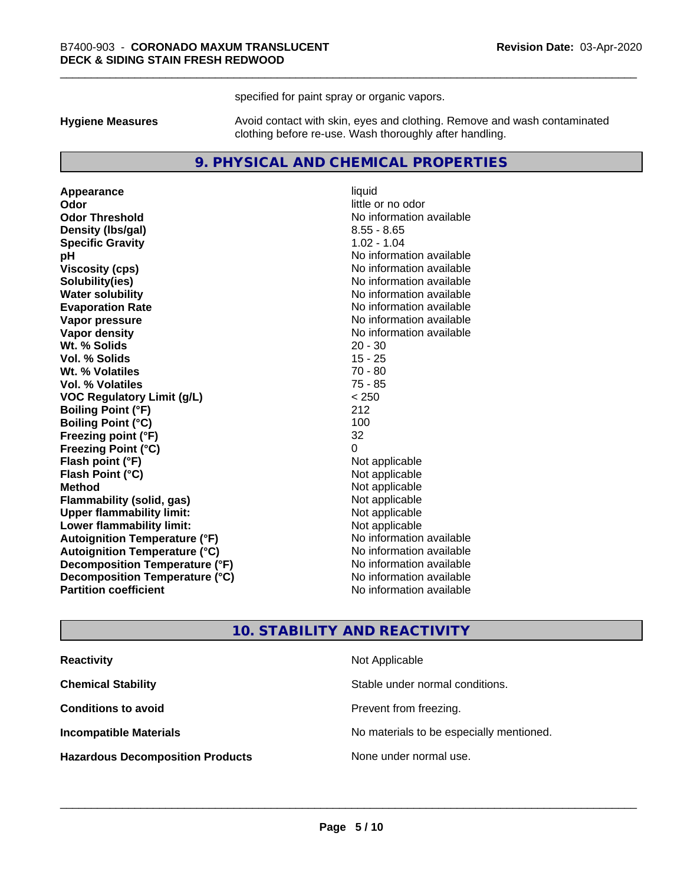specified for paint spray or organic vapors.

**Hygiene Measures** Avoid contact with skin, eyes and clothing. Remove and wash contaminated clothing before re-use. Wash thoroughly after handling.

## 9. PHYSICAL AND CHEMICAL PROPERTIES

| | |
|---|---|
| **Appearance** | liquid |
| **Odor** | little or no odor |
| **Odor Threshold** | No information available |
| **Density (lbs/gal)** | 8.55 - 8.65 |
| **Specific Gravity** | 1.02 - 1.04 |
| **pH** | No information available |
| **Viscosity (cps)** | No information available |
| **Solubility(ies)** | No information available |
| **Water solubility** | No information available |
| **Evaporation Rate** | No information available |
| **Vapor pressure** | No information available |
| **Vapor density** | No information available |
| **Wt. % Solids** | 20 - 30 |
| **Vol. % Solids** | 15 - 25 |
| **Wt. % Volatiles** | 70 - 80 |
| **Vol. % Volatiles** | 75 - 85 |
| **VOC Regulatory Limit (g/L)** | < 250 |
| **Boiling Point (°F)** | 212 |
| **Boiling Point (°C)** | 100 |
| **Freezing point (°F)** | 32 |
| **Freezing Point (°C)** | 0 |
| **Flash point (°F)** | Not applicable |
| **Flash Point (°C)** | Not applicable |
| **Method** | Not applicable |
| **Flammability (solid, gas)** | Not applicable |
| **Upper flammability limit:** | Not applicable |
| **Lower flammability limit:** | Not applicable |
| **Autoignition Temperature (°F)** | No information available |
| **Autoignition Temperature (°C)** | No information available |
| **Decomposition Temperature (°F)** | No information available |
| **Decomposition Temperature (°C)** | No information available |
| **Partition coefficient** | No information available |

## 10. STABILITY AND REACTIVITY

| | |
|---|---|
| **Reactivity** | Not Applicable |
| **Chemical Stability** | Stable under normal conditions. |
| **Conditions to avoid** | Prevent from freezing. |
| **Incompatible Materials** | No materials to be especially mentioned. |
| **Hazardous Decomposition Products** | None under normal use. |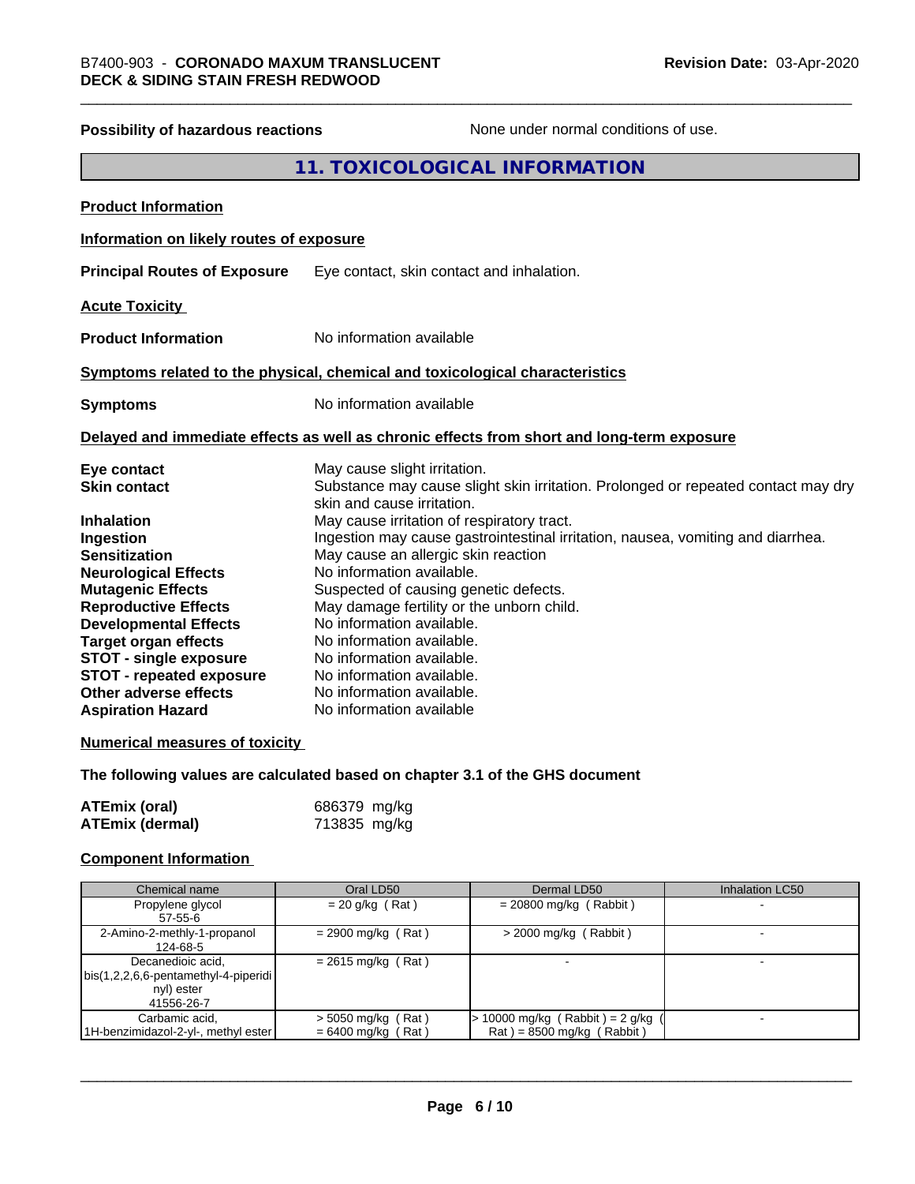**Possibility of hazardous reactions** None under normal conditions of use.

## 11. TOXICOLOGICAL INFORMATION

**Product Information**

**Information on likely routes of exposure**

**Principal Routes of Exposure** Eye contact, skin contact and inhalation.

**Acute Toxicity**

**Product Information** No information available

**Symptoms related to the physical, chemical and toxicological characteristics**

**Symptoms** No information available

**Delayed and immediate effects as well as chronic effects from short and long-term exposure**

**Eye contact** May cause slight irritation.
**Skin contact** Substance may cause slight skin irritation. Prolonged or repeated contact may dry skin and cause irritation.
**Inhalation** May cause irritation of respiratory tract.
**Ingestion** Ingestion may cause gastrointestinal irritation, nausea, vomiting and diarrhea.
**Sensitization** May cause an allergic skin reaction
**Neurological Effects** No information available.
**Mutagenic Effects** Suspected of causing genetic defects.
**Reproductive Effects** May damage fertility or the unborn child.
**Developmental Effects** No information available.
**Target organ effects** No information available.
**STOT - single exposure** No information available.
**STOT - repeated exposure** No information available.
**Other adverse effects** No information available.
**Aspiration Hazard** No information available

**Numerical measures of toxicity**

**The following values are calculated based on chapter 3.1 of the GHS document**

**ATEmix (oral)** 686379 mg/kg
**ATEmix (dermal)** 713835 mg/kg

**Component Information**

| Chemical name | Oral LD50 | Dermal LD50 | Inhalation LC50 |
|---|---|---|---|
| Propylene glycol<br>57-55-6 | = 20 g/kg ( Rat ) | = 20800 mg/kg ( Rabbit ) | - |
| 2-Amino-2-methly-1-propanol<br>124-68-5 | = 2900 mg/kg ( Rat ) | > 2000 mg/kg ( Rabbit ) | - |
| Decanedioic acid, bis(1,2,2,6,6-pentamethyl-4-piperidinyl) ester<br>41556-26-7 | = 2615 mg/kg ( Rat ) | - | - |
| Carbamic acid, 1H-benzimidazol-2-yl-, methyl ester | > 5050 mg/kg ( Rat )<br>= 6400 mg/kg ( Rat ) | > 10000 mg/kg ( Rabbit ) = 2 g/kg ( Rat ) = 8500 mg/kg ( Rabbit ) | - |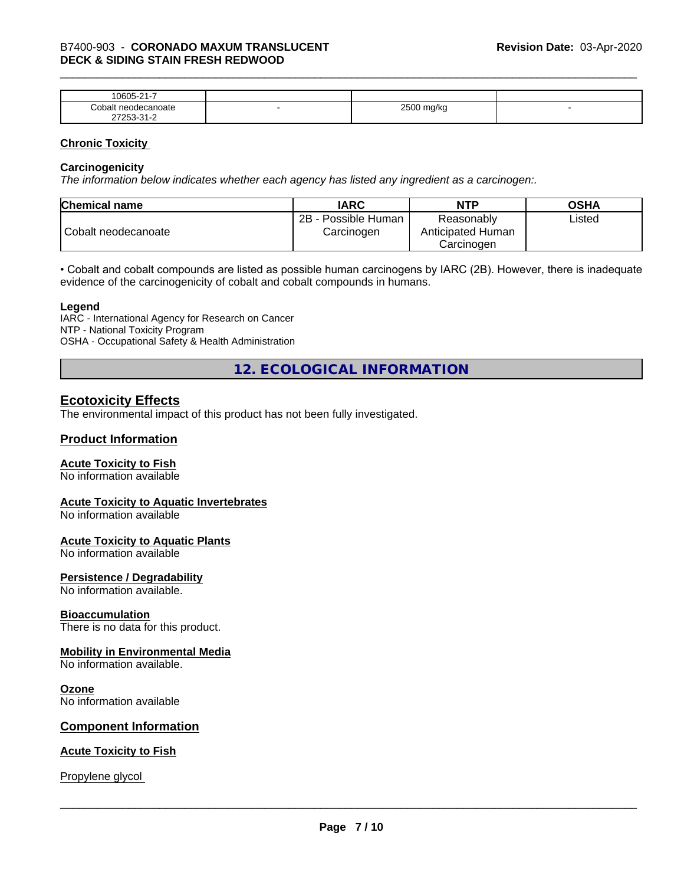| | | | |
|---|---|---|---|
| 10605-21-7 | | | |
| Cobalt neodecanoate 27253-31-2 | - | 2500 mg/kg | - |

## Chronic Toxicity

### Carcinogenicity

*The information below indicates whether each agency has listed any ingredient as a carcinogen:.*

| Chemical name | IARC | NTP | OSHA |
|---|---|---|---|
| Cobalt neodecanoate | 2B - Possible Human Carcinogen | Reasonably Anticipated Human Carcinogen | Listed |

• Cobalt and cobalt compounds are listed as possible human carcinogens by IARC (2B). However, there is inadequate evidence of the carcinogenicity of cobalt and cobalt compounds in humans.

**Legend**

IARC - International Agency for Research on Cancer
NTP - National Toxicity Program
OSHA - Occupational Safety & Health Administration

# 12. ECOLOGICAL INFORMATION

## Ecotoxicity Effects

The environmental impact of this product has not been fully investigated.

## Product Information

### Acute Toxicity to Fish

No information available

### Acute Toxicity to Aquatic Invertebrates

No information available

### Acute Toxicity to Aquatic Plants

No information available

### Persistence / Degradability

No information available.

### Bioaccumulation

There is no data for this product.

### Mobility in Environmental Media

No information available.

### Ozone

No information available

## Component Information

### Acute Toxicity to Fish

Propylene glycol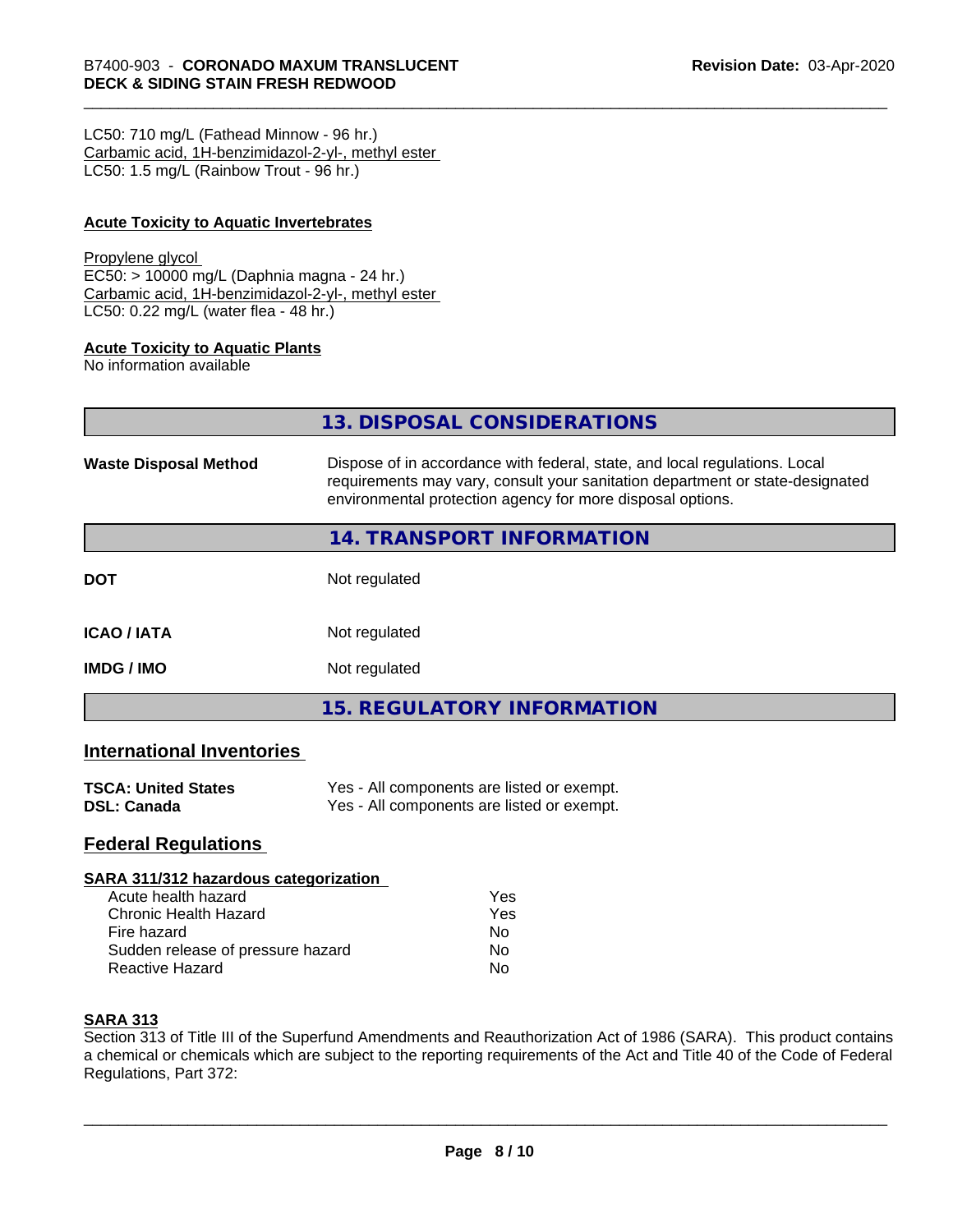LC50: 710 mg/L (Fathead Minnow - 96 hr.)
Carbamic acid, 1H-benzimidazol-2-yl-, methyl ester
LC50: 1.5 mg/L (Rainbow Trout - 96 hr.)

**Acute Toxicity to Aquatic Invertebrates**

Propylene glycol
EC50: > 10000 mg/L (Daphnia magna - 24 hr.)
Carbamic acid, 1H-benzimidazol-2-yl-, methyl ester
LC50: 0.22 mg/L (water flea - 48 hr.)

**Acute Toxicity to Aquatic Plants**
No information available

## 13. DISPOSAL CONSIDERATIONS

**Waste Disposal Method** Dispose of in accordance with federal, state, and local regulations. Local requirements may vary, consult your sanitation department or state-designated environmental protection agency for more disposal options.

## 14. TRANSPORT INFORMATION

**DOT** Not regulated

**ICAO / IATA** Not regulated

**IMDG / IMO** Not regulated

## 15. REGULATORY INFORMATION

### International Inventories

**TSCA: United States** Yes - All components are listed or exempt.
**DSL: Canada** Yes - All components are listed or exempt.

### Federal Regulations

**SARA 311/312 hazardous categorization**

| | |
|---|---|
| Acute health hazard | Yes |
| Chronic Health Hazard | Yes |
| Fire hazard | No |
| Sudden release of pressure hazard | No |
| Reactive Hazard | No |

**SARA 313**
Section 313 of Title III of the Superfund Amendments and Reauthorization Act of 1986 (SARA). This product contains a chemical or chemicals which are subject to the reporting requirements of the Act and Title 40 of the Code of Federal Regulations, Part 372: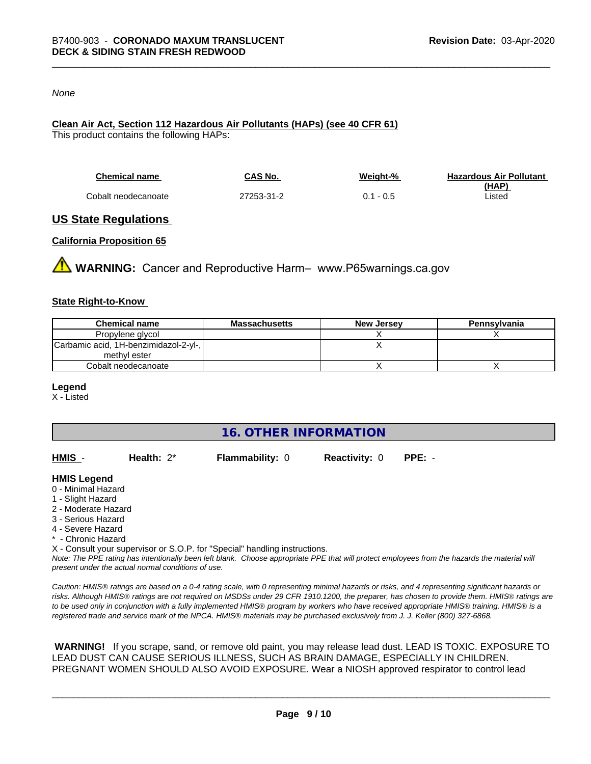*None*

**Clean Air Act, Section 112 Hazardous Air Pollutants (HAPs) (see 40 CFR 61)**

This product contains the following HAPs:

| Chemical name | CAS No. | Weight-% | Hazardous Air Pollutant (HAP) |
|---|---|---|---|
| Cobalt neodecanoate | 27253-31-2 | 0.1 - 0.5 | Listed |

## US State Regulations

### California Proposition 65

⚠ **WARNING:** Cancer and Reproductive Harm– www.P65warnings.ca.gov

### State Right-to-Know

| Chemical name | Massachusetts | New Jersey | Pennsylvania |
|---|---|---|---|
| Propylene glycol | | X | X |
| Carbamic acid, 1H-benzimidazol-2-yl-, methyl ester | | X | |
| Cobalt neodecanoate | | X | X |

**Legend**

X - Listed

# 16. OTHER INFORMATION

**HMIS** - **Health:** 2* **Flammability:** 0 **Reactivity:** 0 **PPE:** -

**HMIS Legend**

0 - Minimal Hazard
1 - Slight Hazard
2 - Moderate Hazard
3 - Serious Hazard
4 - Severe Hazard
* - Chronic Hazard
X - Consult your supervisor or S.O.P. for "Special" handling instructions.

*Note: The PPE rating has intentionally been left blank. Choose appropriate PPE that will protect employees from the hazards the material will present under the actual normal conditions of use.*

*Caution: HMIS® ratings are based on a 0-4 rating scale, with 0 representing minimal hazards or risks, and 4 representing significant hazards or risks. Although HMIS® ratings are not required on MSDSs under 29 CFR 1910.1200, the preparer, has chosen to provide them. HMIS® ratings are to be used only in conjunction with a fully implemented HMIS® program by workers who have received appropriate HMIS® training. HMIS® is a registered trade and service mark of the NPCA. HMIS® materials may be purchased exclusively from J. J. Keller (800) 327-6868.*

**WARNING!** If you scrape, sand, or remove old paint, you may release lead dust. LEAD IS TOXIC. EXPOSURE TO LEAD DUST CAN CAUSE SERIOUS ILLNESS, SUCH AS BRAIN DAMAGE, ESPECIALLY IN CHILDREN. PREGNANT WOMEN SHOULD ALSO AVOID EXPOSURE. Wear a NIOSH approved respirator to control lead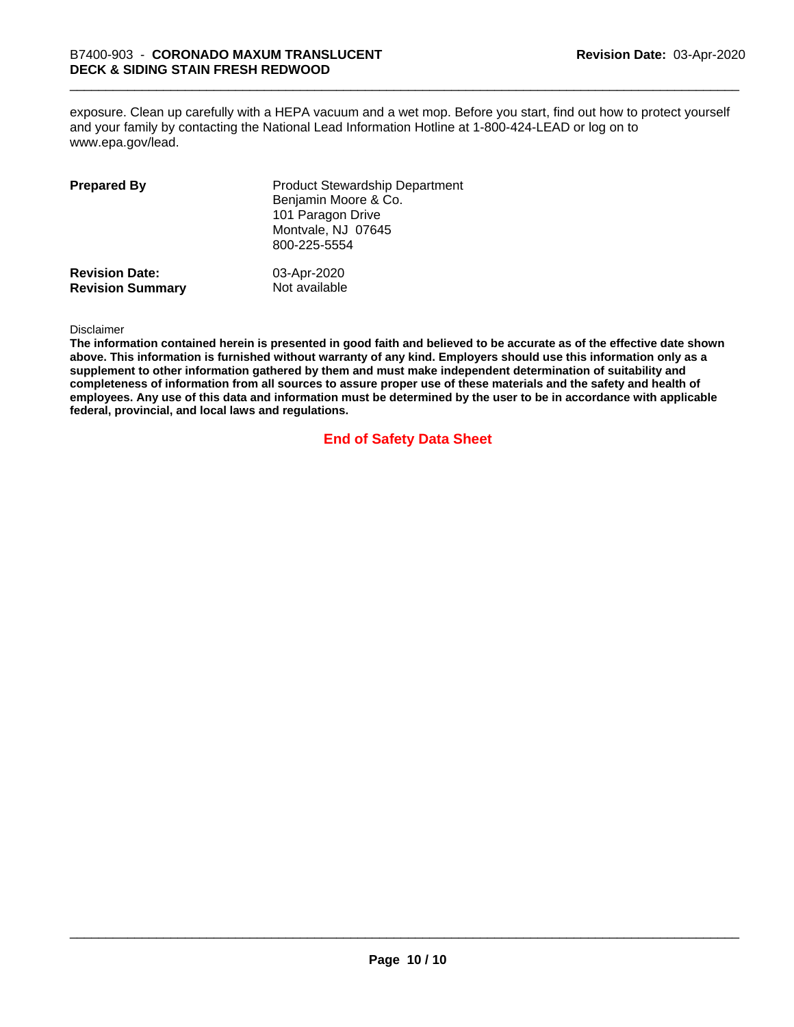exposure. Clean up carefully with a HEPA vacuum and a wet mop. Before you start, find out how to protect yourself and your family by contacting the National Lead Information Hotline at 1-800-424-LEAD or log on to www.epa.gov/lead.

| | |
|---|---|
| **Prepared By** | Product Stewardship Department<br>Benjamin Moore & Co.<br>101 Paragon Drive<br>Montvale, NJ 07645<br>800-225-5554 |
| **Revision Date:** | 03-Apr-2020 |
| **Revision Summary** | Not available |

Disclaimer

**The information contained herein is presented in good faith and believed to be accurate as of the effective date shown above. This information is furnished without warranty of any kind. Employers should use this information only as a supplement to other information gathered by them and must make independent determination of suitability and completeness of information from all sources to assure proper use of these materials and the safety and health of employees. Any use of this data and information must be determined by the user to be in accordance with applicable federal, provincial, and local laws and regulations.**

**End of Safety Data Sheet**